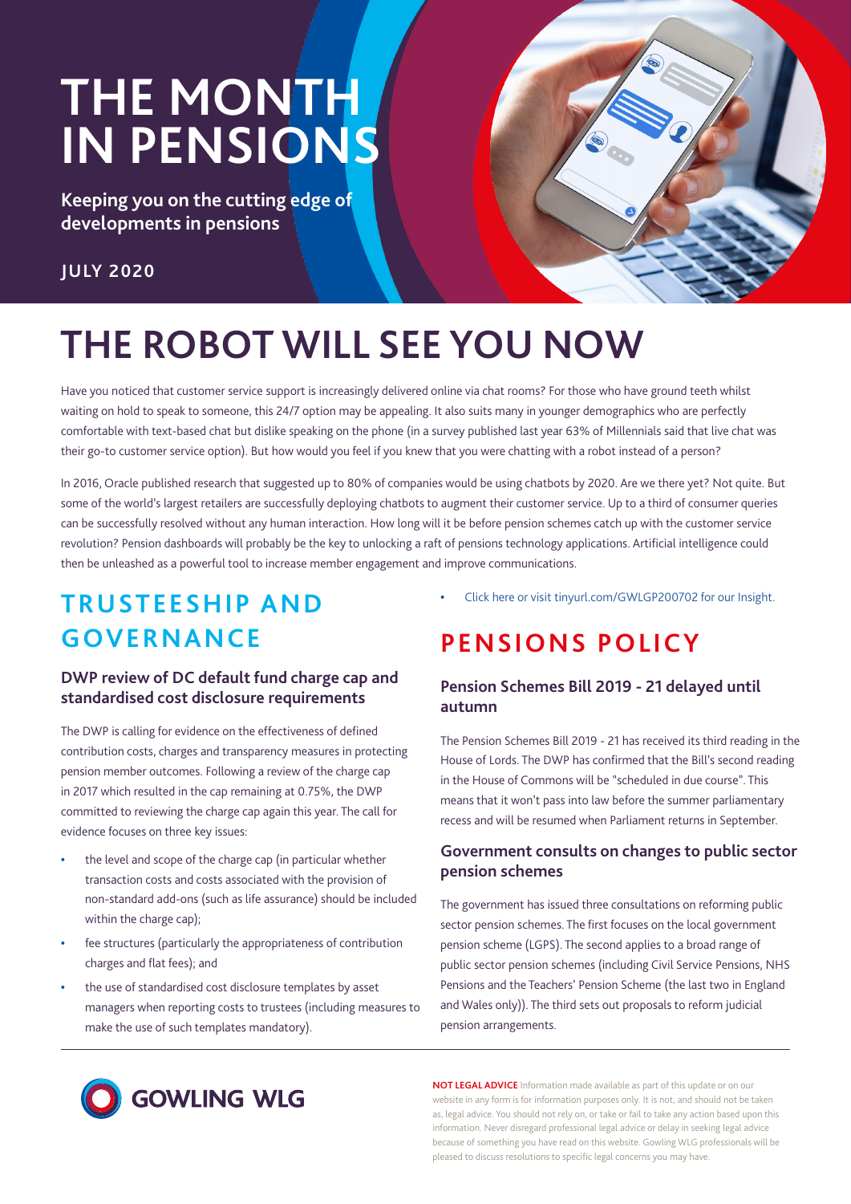# THE MONTH IN PENSIONS

**Keeping you on the cutting edge of developments in pensions**

**JULY 2020**

# THE ROBOT WILL SEE YOU NOW

Have you noticed that customer service support is increasingly delivered online via chat rooms? For those who have ground teeth whilst waiting on hold to speak to someone, this 24/7 option may be appealing. It also suits many in younger demographics who are perfectly comfortable with text-based chat but dislike speaking on the phone (in a survey published last year 63% of Millennials said that live chat was their go-to customer service option). But how would you feel if you knew that you were chatting with a robot instead of a person?

In 2016, Oracle published research that suggested up to 80% of companies would be using chatbots by 2020. Are we there yet? Not quite. But some of the world's largest retailers are successfully deploying chatbots to augment their customer service. Up to a third of consumer queries can be successfully resolved without any human interaction. How long will it be before pension schemes catch up with the customer service revolution? Pension dashboards will probably be the key to unlocking a raft of pensions technology applications. Artificial intelligence could then be unleashed as a powerful tool to increase member engagement and improve communications.

## TRUSTEESHIP AND GOVERNANCE

### DWP review of DC default fund charge cap and standardised cost disclosure requirements

The DWP is calling for evidence on the effectiveness of defined contribution costs, charges and transparency measures in protecting pension member outcomes. Following a review of the charge cap in 2017 which resulted in the cap remaining at 0.75%, the DWP committed to reviewing the charge cap again this year. The call for evidence focuses on three key issues:

- the level and scope of the charge cap (in particular whether transaction costs and costs associated with the provision of non-standard add-ons (such as life assurance) should be included within the charge cap);
- fee structures (particularly the appropriateness of contribution charges and flat fees); and
- the use of standardised cost disclosure templates by asset managers when reporting costs to trustees (including measures to make the use of such templates mandatory).

- Click here or visit tinyurl.com/GWLGP200702 for our Insight.

## PENSIONS POLICY

### Pension Schemes Bill 2019 - 21 delayed until autumn

The Pension Schemes Bill 2019 - 21 has received its third reading in the House of Lords. The DWP has confirmed that the Bill's second reading in the House of Commons will be "scheduled in due course". This means that it won't pass into law before the summer parliamentary recess and will be resumed when Parliament returns in September.

### Government consults on changes to public sector pension schemes

The government has issued three consultations on reforming public sector pension schemes. The first focuses on the local government pension scheme (LGPS). The second applies to a broad range of public sector pension schemes (including Civil Service Pensions, NHS Pensions and the Teachers' Pension Scheme (the last two in England and Wales only)). The third sets out proposals to reform judicial pension arrangements.

GOWLING WLG

**NOT LEGAL ADVICE** Information made available as part of this update or on our website in any form is for information purposes only. It is not, and should not be taken as, legal advice. You should not rely on, or take or fail to take any action based upon this information. Never disregard professional legal advice or delay in seeking legal advice because of something you have read on this website. Gowling WLG professionals will be pleased to discuss resolutions to specific legal concerns you may have.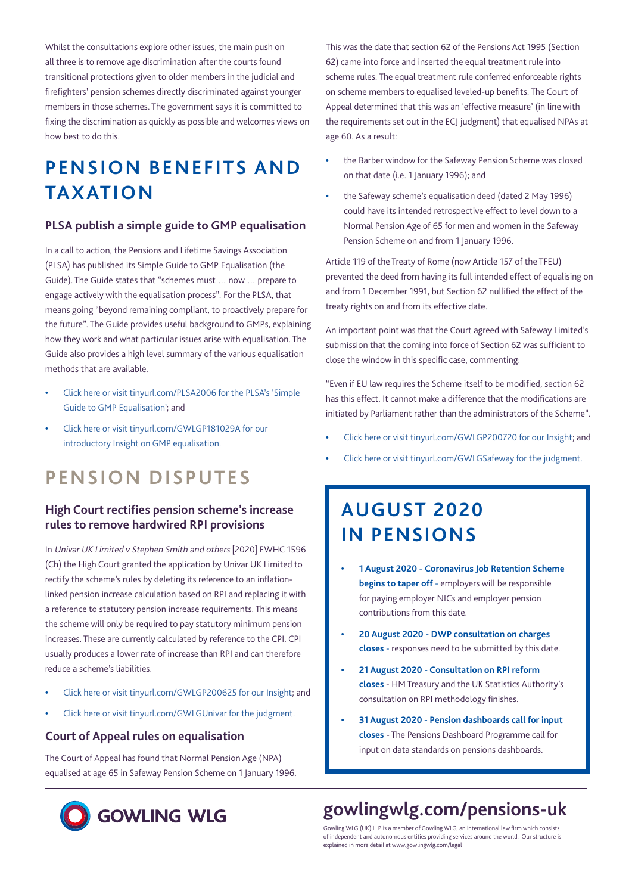Whilst the consultations explore other issues, the main push on all three is to remove age discrimination after the courts found transitional protections given to older members in the judicial and firefighters' pension schemes directly discriminated against younger members in those schemes. The government says it is committed to fixing the discrimination as quickly as possible and welcomes views on how best to do this.

# PENSION BENEFITS AND TAXATION

### PLSA publish a simple guide to GMP equalisation

In a call to action, the Pensions and Lifetime Savings Association (PLSA) has published its Simple Guide to GMP Equalisation (the Guide). The Guide states that "schemes must … now … prepare to engage actively with the equalisation process". For the PLSA, that means going "beyond remaining compliant, to proactively prepare for the future". The Guide provides useful background to GMPs, explaining how they work and what particular issues arise with equalisation. The Guide also provides a high level summary of the various equalisation methods that are available.

- Click here or visit tinyurl.com/PLSA2006 for the PLSA's 'Simple Guide to GMP Equalisation'; and
- Click here or visit tinyurl.com/GWLGP181029A for our introductory Insight on GMP equalisation.

# PENSION DISPUTES

### High Court rectifies pension scheme's increase rules to remove hardwired RPI provisions

In *Univar UK Limited v Stephen Smith and others* [2020] EWHC 1596 (Ch) the High Court granted the application by Univar UK Limited to rectify the scheme's rules by deleting its reference to an inflation-linked pension increase calculation based on RPI and replacing it with a reference to statutory pension increase requirements. This means the scheme will only be required to pay statutory minimum pension increases. These are currently calculated by reference to the CPI. CPI usually produces a lower rate of increase than RPI and can therefore reduce a scheme's liabilities.

- Click here or visit tinyurl.com/GWLGP200625 for our Insight; and
- Click here or visit tinyurl.com/GWLGUnivar for the judgment.

### Court of Appeal rules on equalisation

The Court of Appeal has found that Normal Pension Age (NPA) equalised at age 65 in Safeway Pension Scheme on 1 January 1996. This was the date that section 62 of the Pensions Act 1995 (Section 62) came into force and inserted the equal treatment rule into scheme rules. The equal treatment rule conferred enforceable rights on scheme members to equalised leveled-up benefits. The Court of Appeal determined that this was an 'effective measure' (in line with the requirements set out in the ECJ judgment) that equalised NPAs at age 60. As a result:

- the Barber window for the Safeway Pension Scheme was closed on that date (i.e. 1 January 1996); and
- the Safeway scheme's equalisation deed (dated 2 May 1996) could have its intended retrospective effect to level down to a Normal Pension Age of 65 for men and women in the Safeway Pension Scheme on and from 1 January 1996.

Article 119 of the Treaty of Rome (now Article 157 of the TFEU) prevented the deed from having its full intended effect of equalising on and from 1 December 1991, but Section 62 nullified the effect of the treaty rights on and from its effective date.

An important point was that the Court agreed with Safeway Limited's submission that the coming into force of Section 62 was sufficient to close the window in this specific case, commenting:

"Even if EU law requires the Scheme itself to be modified, section 62 has this effect. It cannot make a difference that the modifications are initiated by Parliament rather than the administrators of the Scheme".

- Click here or visit tinyurl.com/GWLGP200720 for our Insight; and
- Click here or visit tinyurl.com/GWLGSafeway for the judgment.

# AUGUST 2020 IN PENSIONS

- **1 August 2020 - Coronavirus Job Retention Scheme begins to taper off** - employers will be responsible for paying employer NICs and employer pension contributions from this date.
- **20 August 2020 - DWP consultation on charges closes** - responses need to be submitted by this date.
- **21 August 2020 - Consultation on RPI reform closes** - HM Treasury and the UK Statistics Authority's consultation on RPI methodology finishes.
- **31 August 2020 - Pension dashboards call for input closes** - The Pensions Dashboard Programme call for input on data standards on pensions dashboards.

GOWLING WLG

**gowlingwlg.com/pensions-uk**

Gowling WLG (UK) LLP is a member of Gowling WLG, an international law firm which consists of independent and autonomous entities providing services around the world. Our structure is explained in more detail at www.gowlingwlg.com/legal